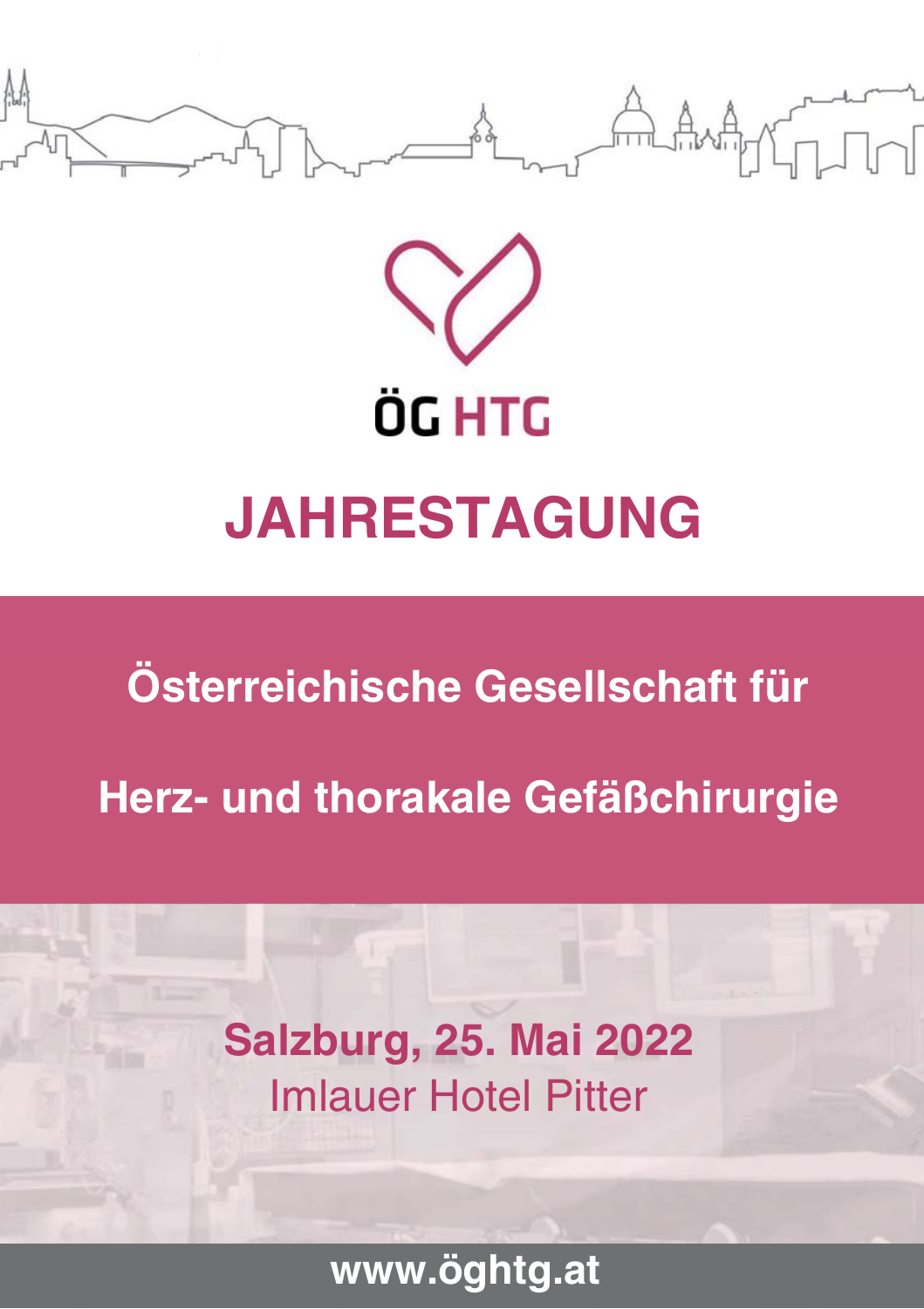ÖG HTG

# JAHRESTAGUNG

## Österreichische Gesellschaft für

## Herz- und thorakale Gefäßchirurgie

**Salzburg, 25. Mai 2022**

Imlauer Hotel Pitter

**www.öghtg.at**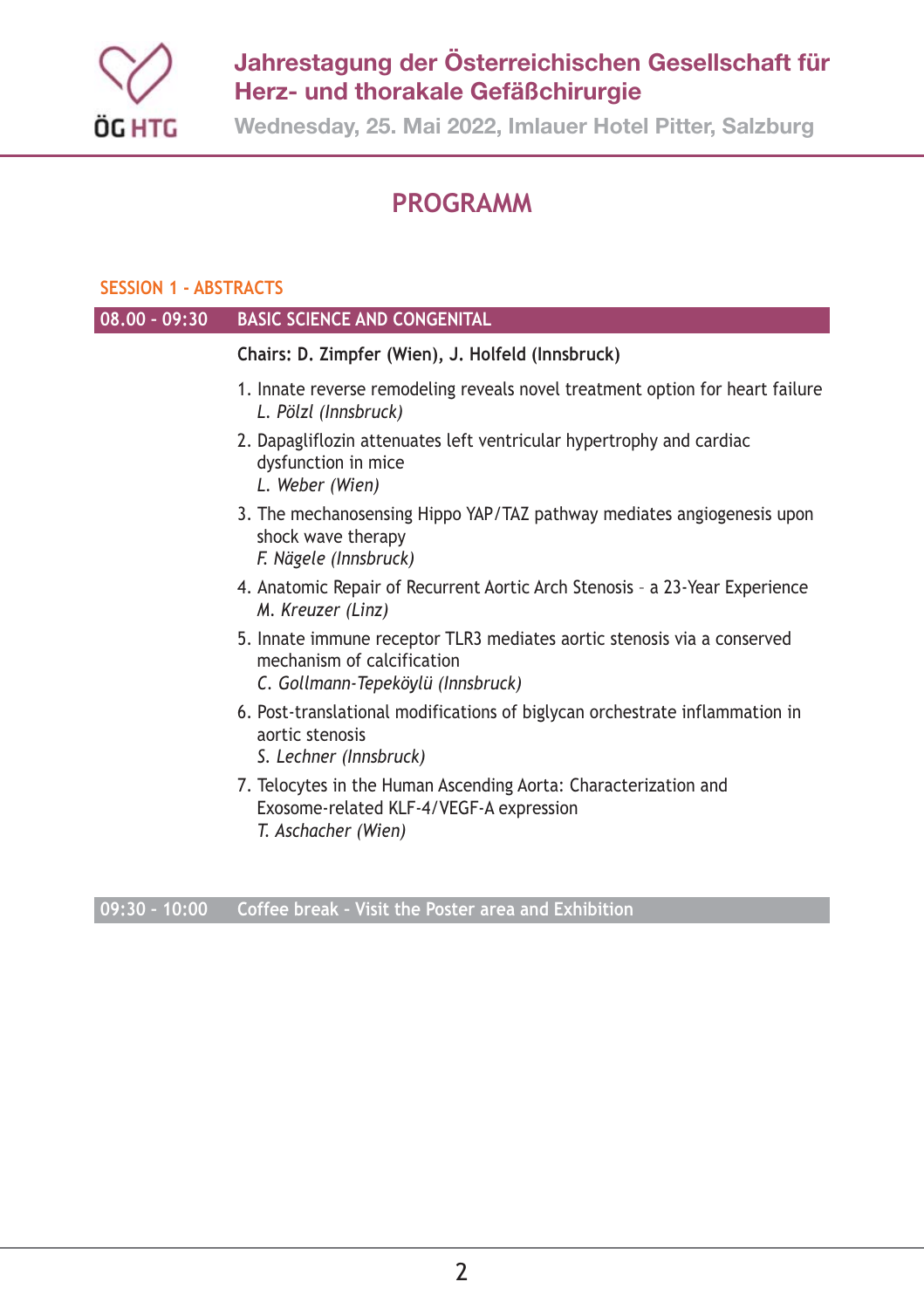# PROGRAMM

## SESSION 1 - ABSTRACTS

### 08.00 - 09:30 BASIC SCIENCE AND CONGENITAL

**Chairs: D. Zimpfer (Wien), J. Holfeld (Innsbruck)**

1. Innate reverse remodeling reveals novel treatment option for heart failure
   *L. Pölzl (Innsbruck)*
2. Dapagliflozin attenuates left ventricular hypertrophy and cardiac dysfunction in mice
   *L. Weber (Wien)*
3. The mechanosensing Hippo YAP/TAZ pathway mediates angiogenesis upon shock wave therapy
   *F. Nägele (Innsbruck)*
4. Anatomic Repair of Recurrent Aortic Arch Stenosis – a 23-Year Experience
   *M. Kreuzer (Linz)*
5. Innate immune receptor TLR3 mediates aortic stenosis via a conserved mechanism of calcification
   *C. Gollmann-Tepeköylü (Innsbruck)*
6. Post-translational modifications of biglycan orchestrate inflammation in aortic stenosis
   *S. Lechner (Innsbruck)*
7. Telocytes in the Human Ascending Aorta: Characterization and Exosome-related KLF-4/VEGF-A expression
   *T. Aschacher (Wien)*

### 09:30 - 10:00 Coffee break - Visit the Poster area and Exhibition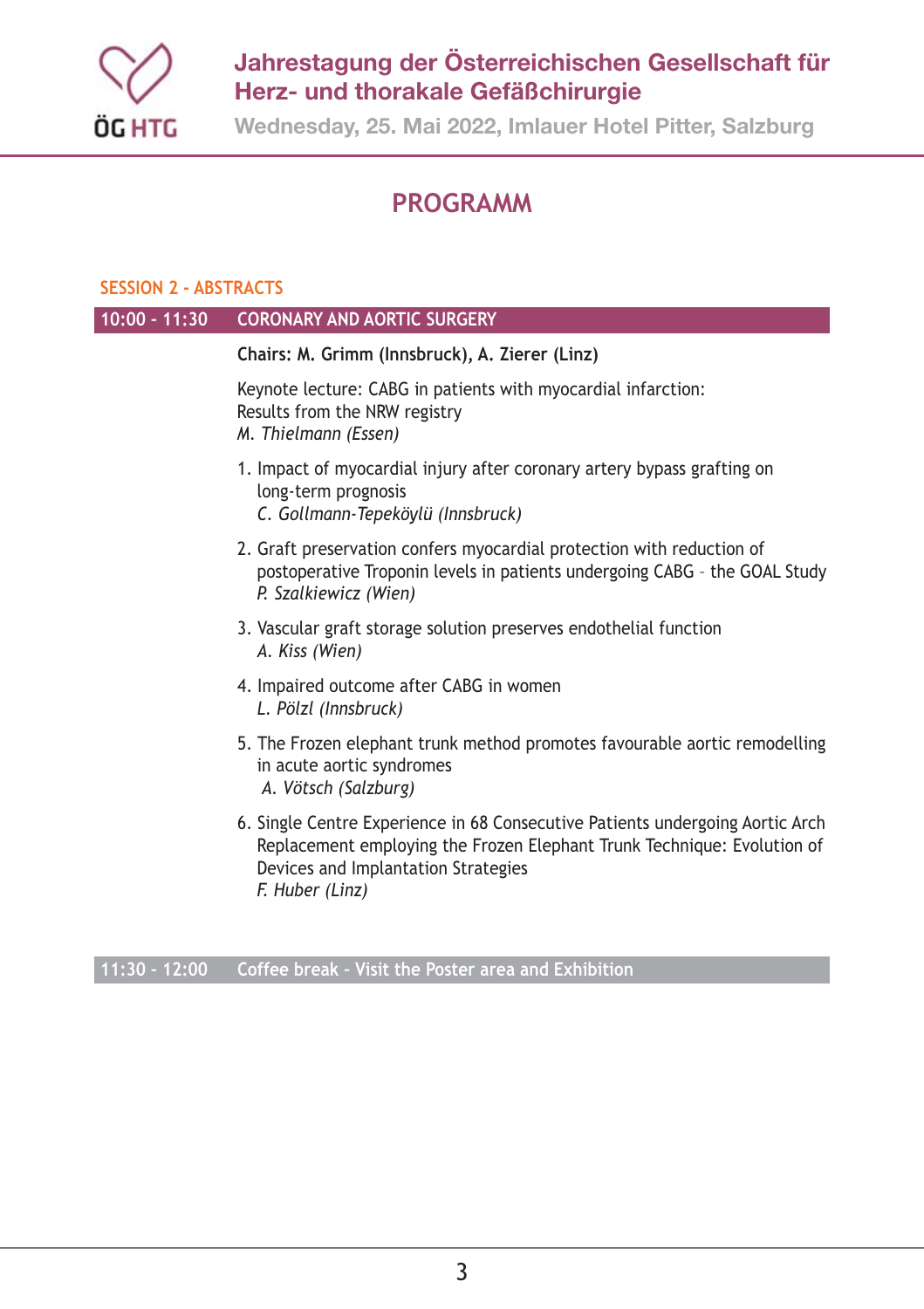# PROGRAMM

## SESSION 2 - ABSTRACTS

**10:00 - 11:30 CORONARY AND AORTIC SURGERY**

**Chairs: M. Grimm (Innsbruck), A. Zierer (Linz)**

Keynote lecture: CABG in patients with myocardial infarction: Results from the NRW registry
*M. Thielmann (Essen)*

1. Impact of myocardial injury after coronary artery bypass grafting on long-term prognosis
   *C. Gollmann-Tepeköylü (Innsbruck)*

2. Graft preservation confers myocardial protection with reduction of postoperative Troponin levels in patients undergoing CABG – the GOAL Study
   *P. Szalkiewicz (Wien)*

3. Vascular graft storage solution preserves endothelial function
   *A. Kiss (Wien)*

4. Impaired outcome after CABG in women
   *L. Pölzl (Innsbruck)*

5. The Frozen elephant trunk method promotes favourable aortic remodelling in acute aortic syndromes
   *A. Vötsch (Salzburg)*

6. Single Centre Experience in 68 Consecutive Patients undergoing Aortic Arch Replacement employing the Frozen Elephant Trunk Technique: Evolution of Devices and Implantation Strategies
   *F. Huber (Linz)*

**11:30 - 12:00 Coffee break - Visit the Poster area and Exhibition**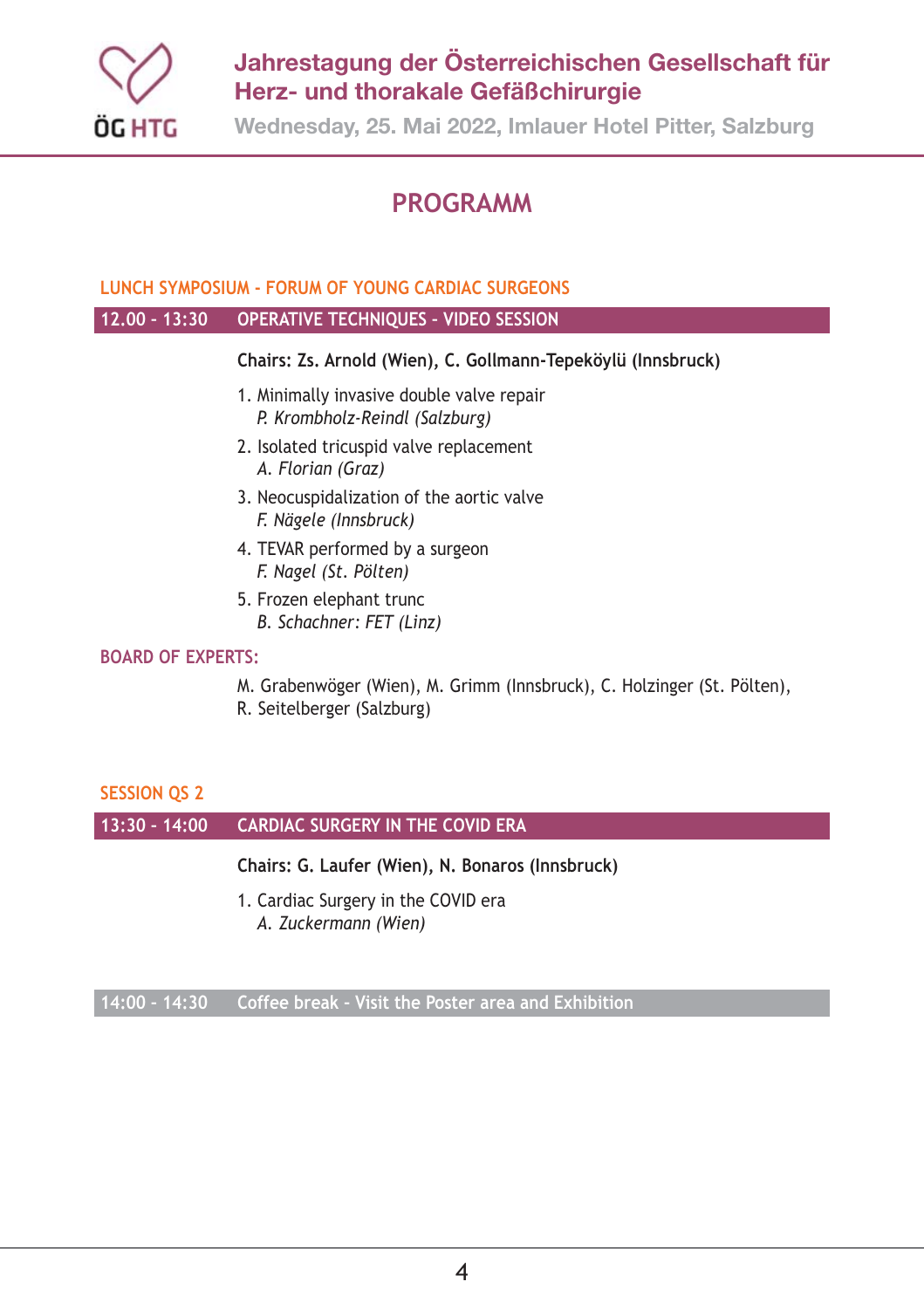## PROGRAMM

### LUNCH SYMPOSIUM - FORUM OF YOUNG CARDIAC SURGEONS

**12.00 - 13:30 OPERATIVE TECHNIQUES - VIDEO SESSION**

**Chairs: Zs. Arnold (Wien), C. Gollmann-Tepeköylü (Innsbruck)**

1. Minimally invasive double valve repair
   *P. Krombholz-Reindl (Salzburg)*
2. Isolated tricuspid valve replacement
   *A. Florian (Graz)*
3. Neocuspidalization of the aortic valve
   *F. Nägele (Innsbruck)*
4. TEVAR performed by a surgeon
   *F. Nagel (St. Pölten)*
5. Frozen elephant trunc
   *B. Schachner: FET (Linz)*

### BOARD OF EXPERTS:

M. Grabenwöger (Wien), M. Grimm (Innsbruck), C. Holzinger (St. Pölten), R. Seitelberger (Salzburg)

### SESSION QS 2

**13:30 - 14:00 CARDIAC SURGERY IN THE COVID ERA**

**Chairs: G. Laufer (Wien), N. Bonaros (Innsbruck)**

1. Cardiac Surgery in the COVID era
   *A. Zuckermann (Wien)*

**14:00 - 14:30 Coffee break - Visit the Poster area and Exhibition**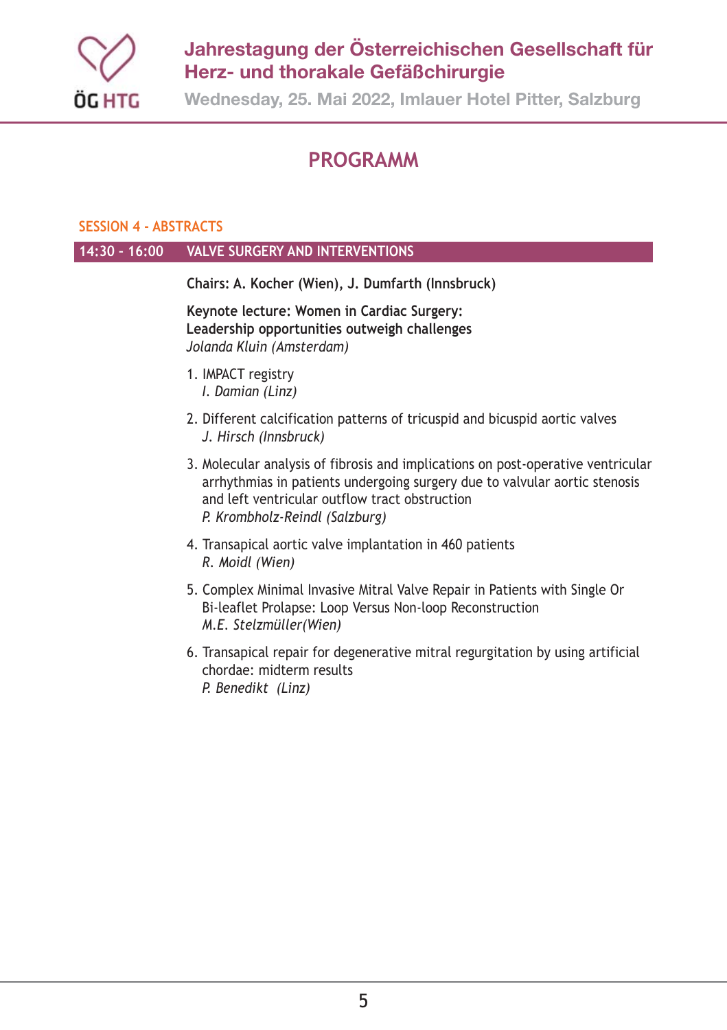# PROGRAMM

## SESSION 4 - ABSTRACTS

### 14:30 - 16:00 VALVE SURGERY AND INTERVENTIONS

**Chairs: A. Kocher (Wien), J. Dumfarth (Innsbruck)**

**Keynote lecture: Women in Cardiac Surgery: Leadership opportunities outweigh challenges**
*Jolanda Kluin (Amsterdam)*

1. IMPACT registry
   *I. Damian (Linz)*

2. Different calcification patterns of tricuspid and bicuspid aortic valves
   *J. Hirsch (Innsbruck)*

3. Molecular analysis of fibrosis and implications on post-operative ventricular arrhythmias in patients undergoing surgery due to valvular aortic stenosis and left ventricular outflow tract obstruction
   *P. Krombholz-Reindl (Salzburg)*

4. Transapical aortic valve implantation in 460 patients
   *R. Moidl (Wien)*

5. Complex Minimal Invasive Mitral Valve Repair in Patients with Single Or Bi-leaflet Prolapse: Loop Versus Non-loop Reconstruction
   *M.E. Stelzmüller(Wien)*

6. Transapical repair for degenerative mitral regurgitation by using artificial chordae: midterm results
   *P. Benedikt (Linz)*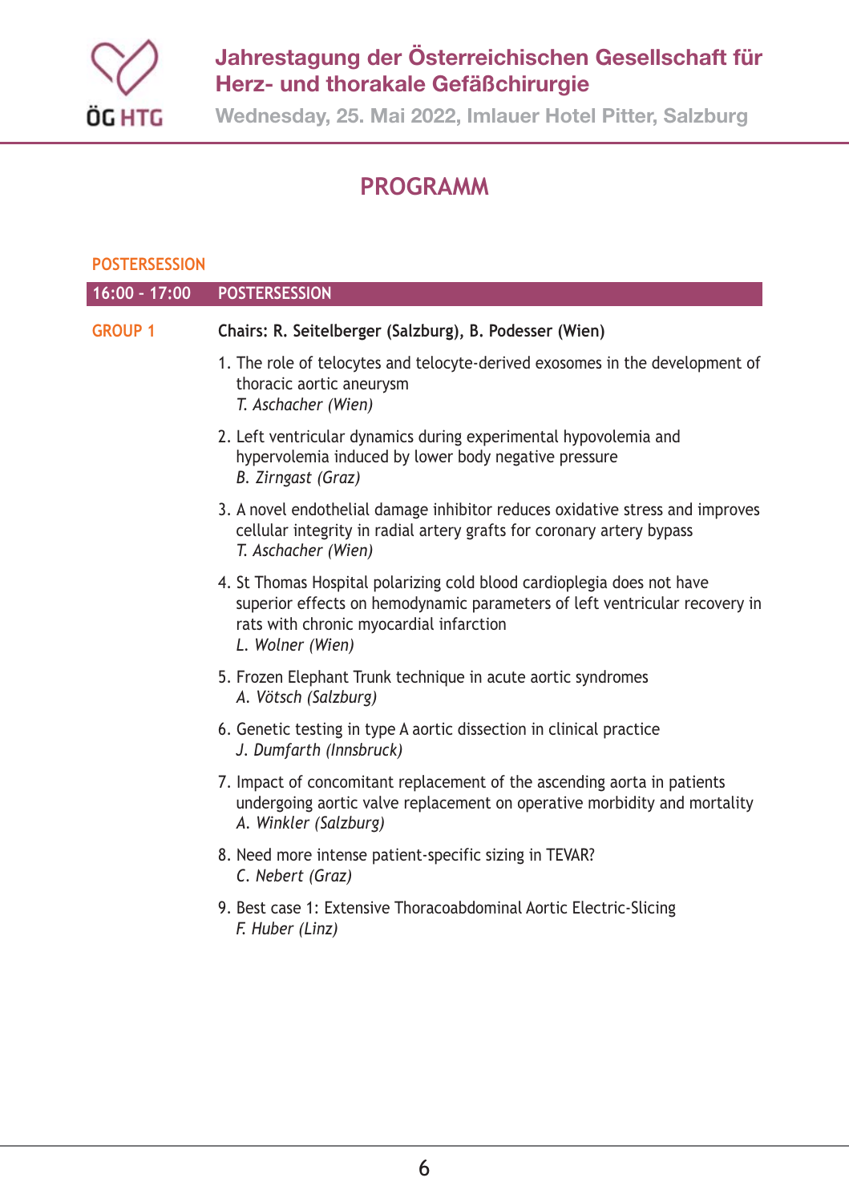# PROGRAMM

## POSTERSESSION

**16:00 - 17:00 POSTERSESSION**

**GROUP 1** — **Chairs: R. Seitelberger (Salzburg), B. Podesser (Wien)**

1. The role of telocytes and telocyte-derived exosomes in the development of thoracic aortic aneurysm  
   *T. Aschacher (Wien)*

2. Left ventricular dynamics during experimental hypovolemia and hypervolemia induced by lower body negative pressure  
   *B. Zirngast (Graz)*

3. A novel endothelial damage inhibitor reduces oxidative stress and improves cellular integrity in radial artery grafts for coronary artery bypass  
   *T. Aschacher (Wien)*

4. St Thomas Hospital polarizing cold blood cardioplegia does not have superior effects on hemodynamic parameters of left ventricular recovery in rats with chronic myocardial infarction  
   *L. Wolner (Wien)*

5. Frozen Elephant Trunk technique in acute aortic syndromes  
   *A. Vötsch (Salzburg)*

6. Genetic testing in type A aortic dissection in clinical practice  
   *J. Dumfarth (Innsbruck)*

7. Impact of concomitant replacement of the ascending aorta in patients undergoing aortic valve replacement on operative morbidity and mortality  
   *A. Winkler (Salzburg)*

8. Need more intense patient-specific sizing in TEVAR?  
   *C. Nebert (Graz)*

9. Best case 1: Extensive Thoracoabdominal Aortic Electric-Slicing  
   *F. Huber (Linz)*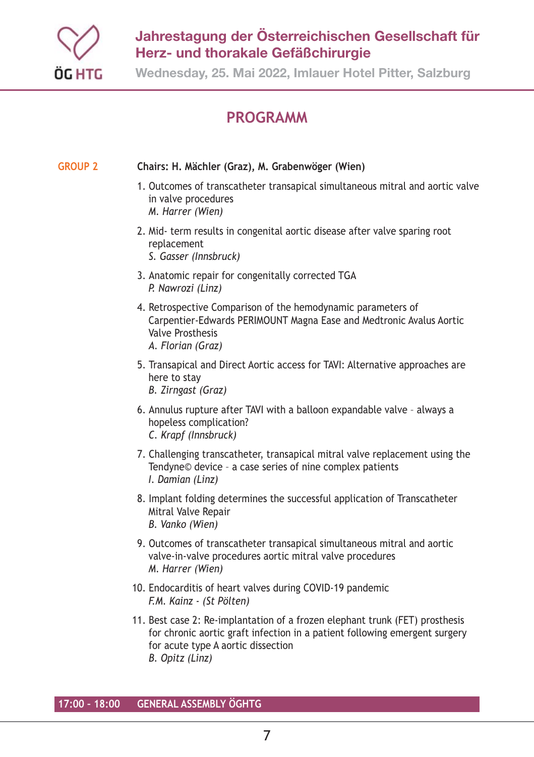## PROGRAMM

**GROUP 2** — **Chairs: H. Mächler (Graz), M. Grabenwöger (Wien)**

1. Outcomes of transcatheter transapical simultaneous mitral and aortic valve in valve procedures
   *M. Harrer (Wien)*
2. Mid- term results in congenital aortic disease after valve sparing root replacement
   *S. Gasser (Innsbruck)*
3. Anatomic repair for congenitally corrected TGA
   *P. Nawrozi (Linz)*
4. Retrospective Comparison of the hemodynamic parameters of Carpentier-Edwards PERIMOUNT Magna Ease and Medtronic Avalus Aortic Valve Prosthesis
   *A. Florian (Graz)*
5. Transapical and Direct Aortic access for TAVI: Alternative approaches are here to stay
   *B. Zirngast (Graz)*
6. Annulus rupture after TAVI with a balloon expandable valve – always a hopeless complication?
   *C. Krapf (Innsbruck)*
7. Challenging transcatheter, transapical mitral valve replacement using the Tendyne© device – a case series of nine complex patients
   *I. Damian (Linz)*
8. Implant folding determines the successful application of Transcatheter Mitral Valve Repair
   *B. Vanko (Wien)*
9. Outcomes of transcatheter transapical simultaneous mitral and aortic valve-in-valve procedures aortic mitral valve procedures
   *M. Harrer (Wien)*
10. Endocarditis of heart valves during COVID-19 pandemic
    *F.M. Kainz - (St Pölten)*
11. Best case 2: Re-implantation of a frozen elephant trunk (FET) prosthesis for chronic aortic graft infection in a patient following emergent surgery for acute type A aortic dissection
    *B. Opitz (Linz)*

**17:00 - 18:00 GENERAL ASSEMBLY ÖGHTG**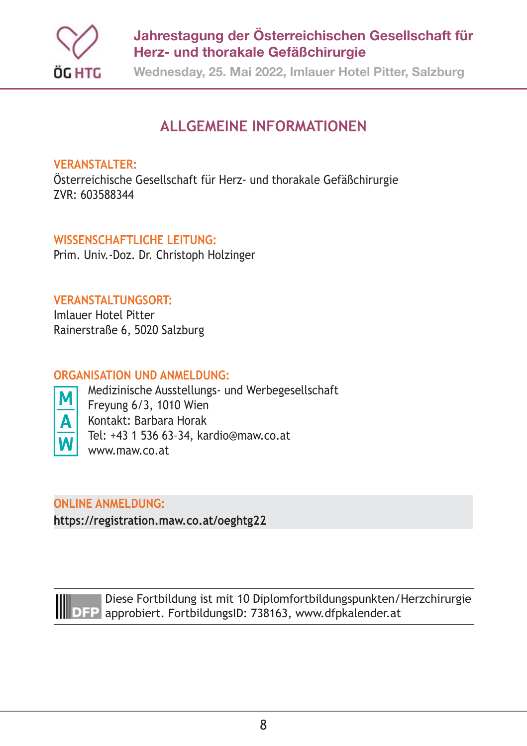# ALLGEMEINE INFORMATIONEN

**VERANSTALTER:**
Österreichische Gesellschaft für Herz- und thorakale Gefäßchirurgie
ZVR: 603588344

**WISSENSCHAFTLICHE LEITUNG:**
Prim. Univ.-Doz. Dr. Christoph Holzinger

**VERANSTALTUNGSORT:**
Imlauer Hotel Pitter
Rainerstraße 6, 5020 Salzburg

**ORGANISATION UND ANMELDUNG:**
Medizinische Ausstellungs- und Werbegesellschaft
Freyung 6/3, 1010 Wien
Kontakt: Barbara Horak
Tel: +43 1 536 63-34, kardio@maw.co.at
www.maw.co.at

**ONLINE ANMELDUNG:**
**https://registration.maw.co.at/oeghtg22**

Diese Fortbildung ist mit 10 Diplomfortbildungspunkten/Herzchirurgie approbiert. FortbildungsID: 738163, www.dfpkalender.at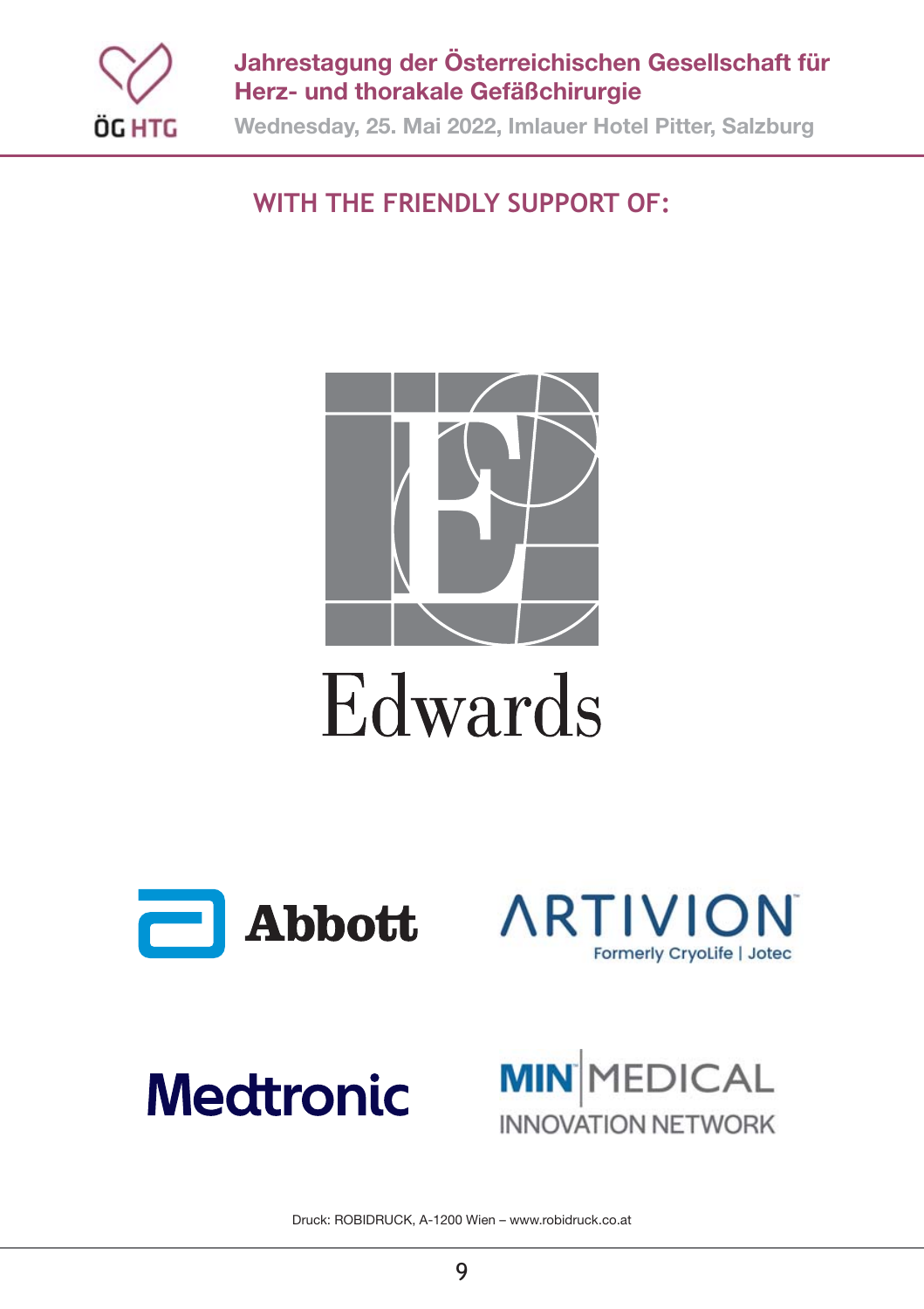## WITH THE FRIENDLY SUPPORT OF:

Edwards

Abbott

ARTIVION
Formerly CryoLife | Jotec

Medtronic

MIN MEDICAL
INNOVATION NETWORK

Druck: ROBIDRUCK, A-1200 Wien – www.robidruck.co.at